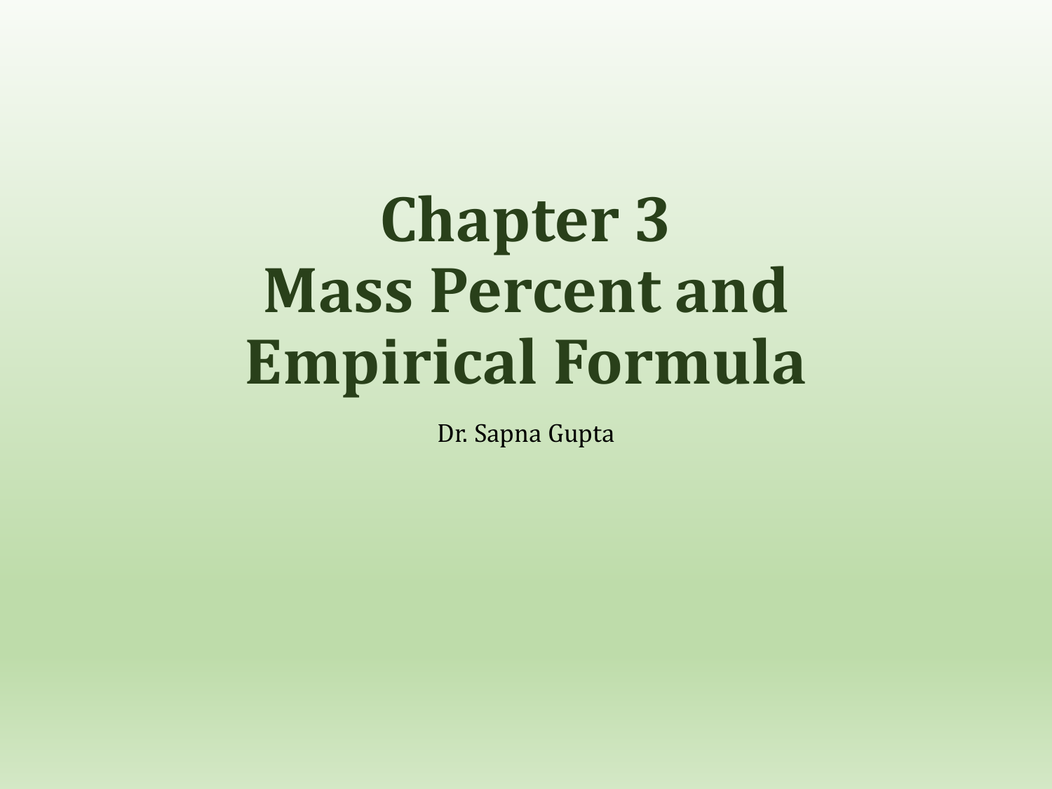# Chapter 3
# Mass Percent and Empirical Formula

Dr. Sapna Gupta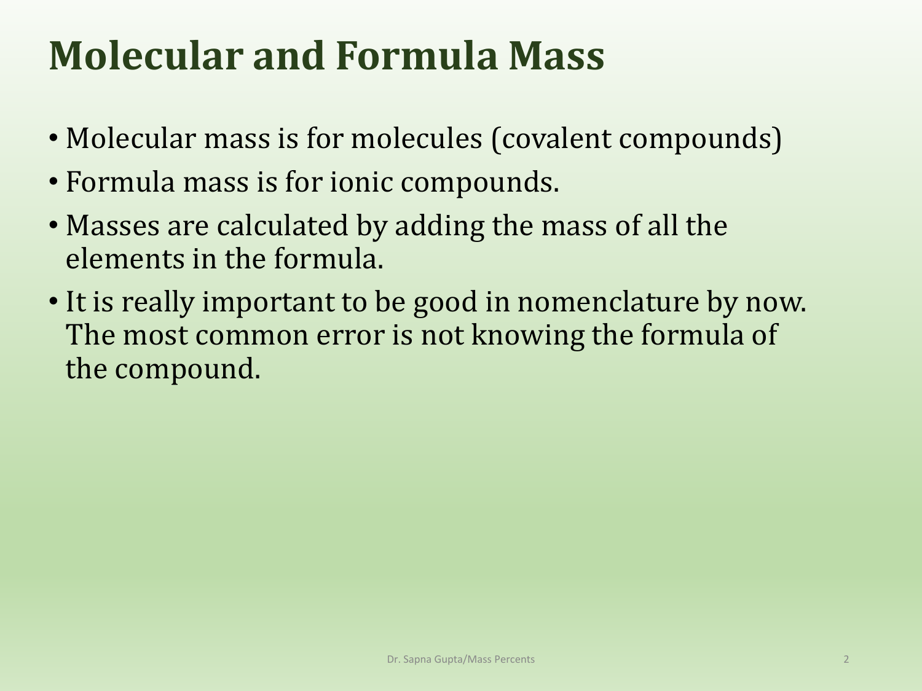# Molecular and Formula Mass

- Molecular mass is for molecules (covalent compounds)
- Formula mass is for ionic compounds.
- Masses are calculated by adding the mass of all the elements in the formula.
- It is really important to be good in nomenclature by now. The most common error is not knowing the formula of the compound.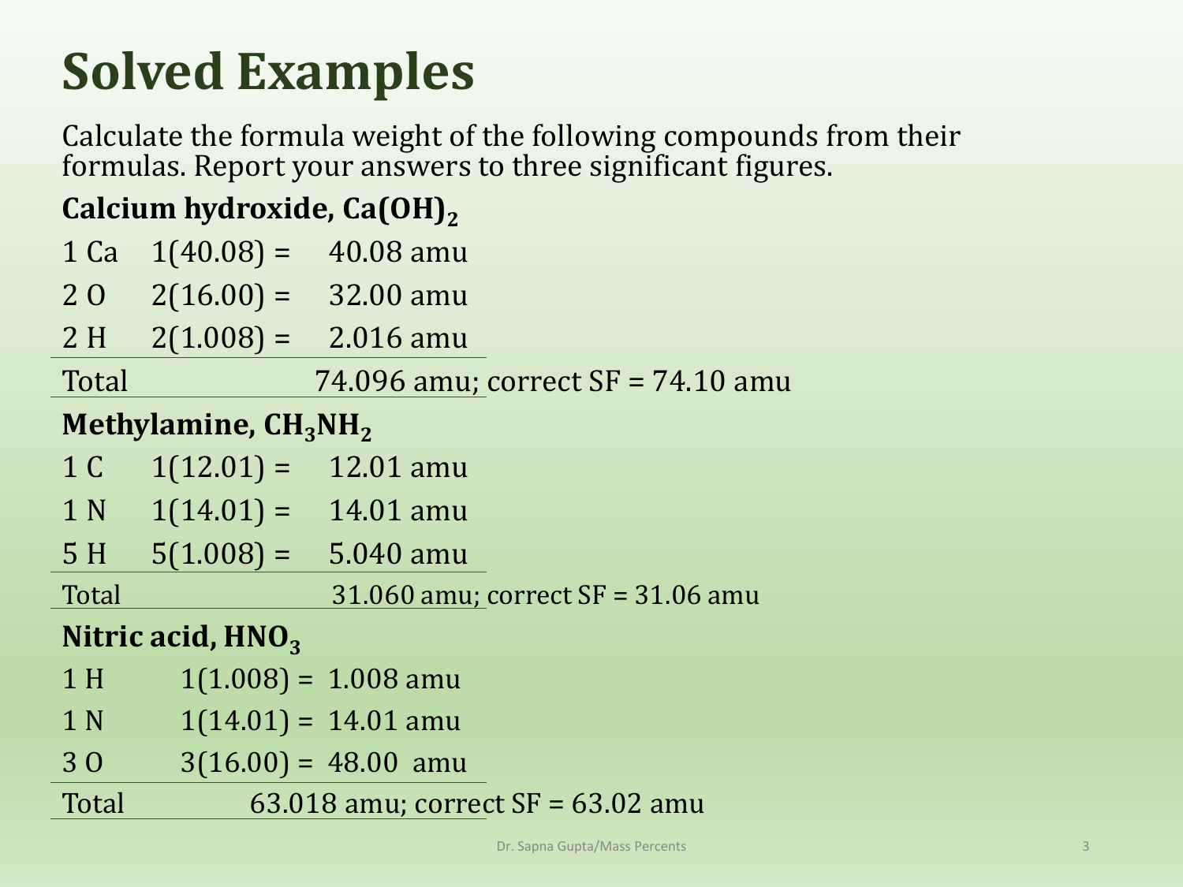# Solved Examples

Calculate the formula weight of the following compounds from their formulas. Report your answers to three significant figures.

**Calcium hydroxide, $Ca(OH)_2$**

| | | |
|---|---|---|
| 1 Ca | 1(40.08) = | 40.08 amu |
| 2 O | 2(16.00) = | 32.00 amu |
| 2 H | 2(1.008) = | 2.016 amu |
| Total | | 74.096 amu; correct SF = 74.10 amu |

**Methylamine, $CH_3NH_2$**

| | | |
|---|---|---|
| 1 C | 1(12.01) = | 12.01 amu |
| 1 N | 1(14.01) = | 14.01 amu |
| 5 H | 5(1.008) = | 5.040 amu |
| Total | | 31.060 amu; correct SF = 31.06 amu |

**Nitric acid, $HNO_3$**

| | | |
|---|---|---|
| 1 H | 1(1.008) = | 1.008 amu |
| 1 N | 1(14.01) = | 14.01 amu |
| 3 O | 3(16.00) = | 48.00 amu |
| Total | | 63.018 amu; correct SF = 63.02 amu |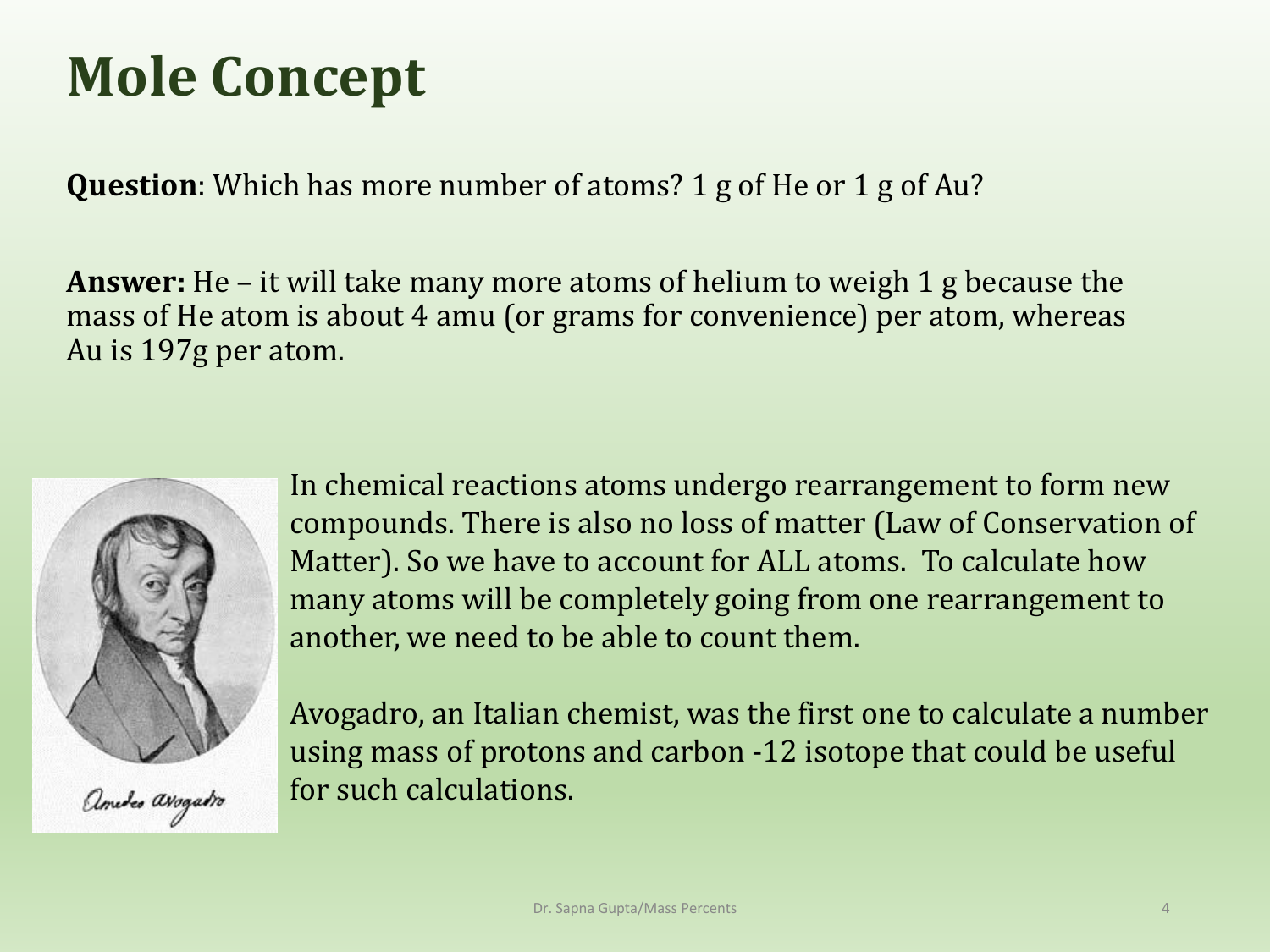# Mole Concept

**Question**: Which has more number of atoms? 1 g of He or 1 g of Au?

**Answer:** He – it will take many more atoms of helium to weigh 1 g because the mass of He atom is about 4 amu (or grams for convenience) per atom, whereas Au is 197g per atom.

In chemical reactions atoms undergo rearrangement to form new compounds. There is also no loss of matter (Law of Conservation of Matter). So we have to account for ALL atoms. To calculate how many atoms will be completely going from one rearrangement to another, we need to be able to count them.

Avogadro, an Italian chemist, was the first one to calculate a number using mass of protons and carbon -12 isotope that could be useful for such calculations.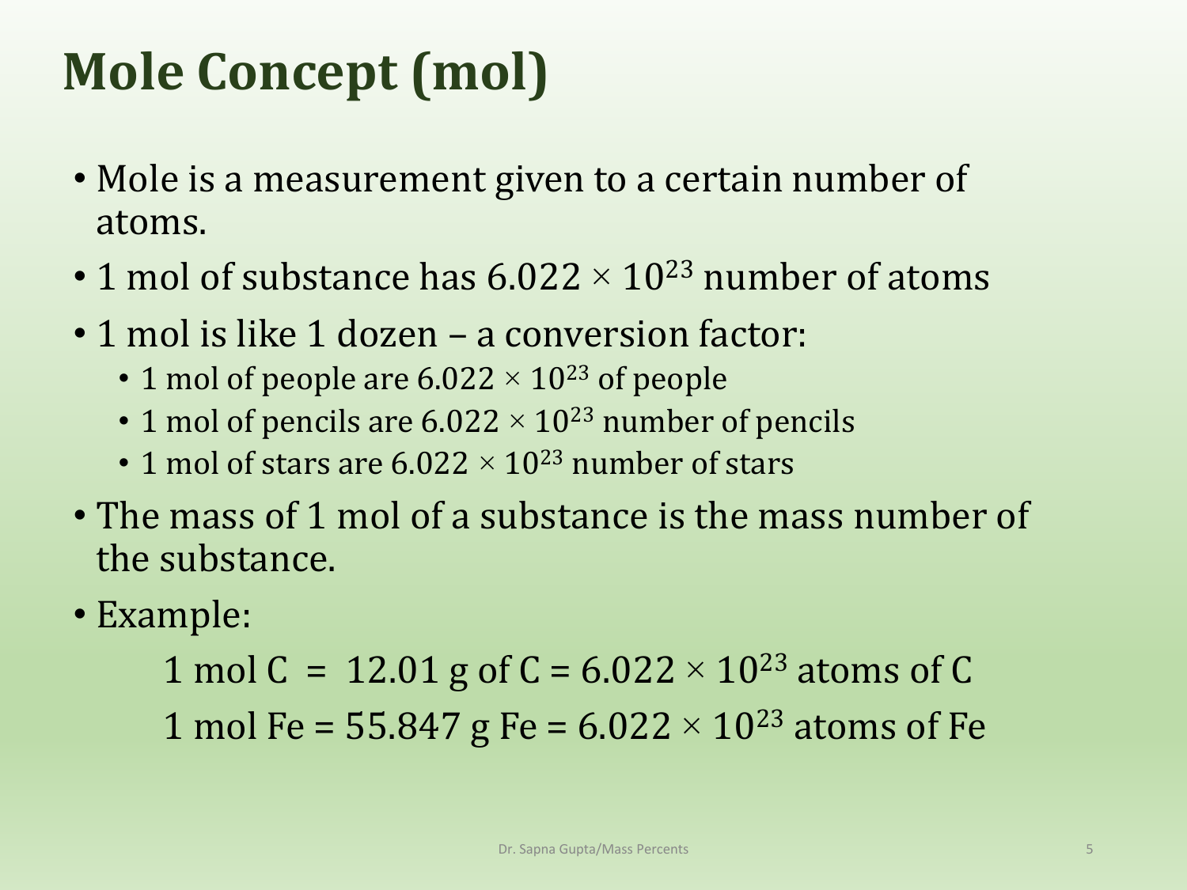# Mole Concept (mol)

- Mole is a measurement given to a certain number of atoms.
- 1 mol of substance has $6.022 \times 10^{23}$ number of atoms
- 1 mol is like 1 dozen – a conversion factor:
  - 1 mol of people are $6.022 \times 10^{23}$ of people
  - 1 mol of pencils are $6.022 \times 10^{23}$ number of pencils
  - 1 mol of stars are $6.022 \times 10^{23}$ number of stars
- The mass of 1 mol of a substance is the mass number of the substance.
- Example:

  1 mol C = 12.01 g of C = $6.022 \times 10^{23}$ atoms of C

  1 mol Fe = 55.847 g Fe = $6.022 \times 10^{23}$ atoms of Fe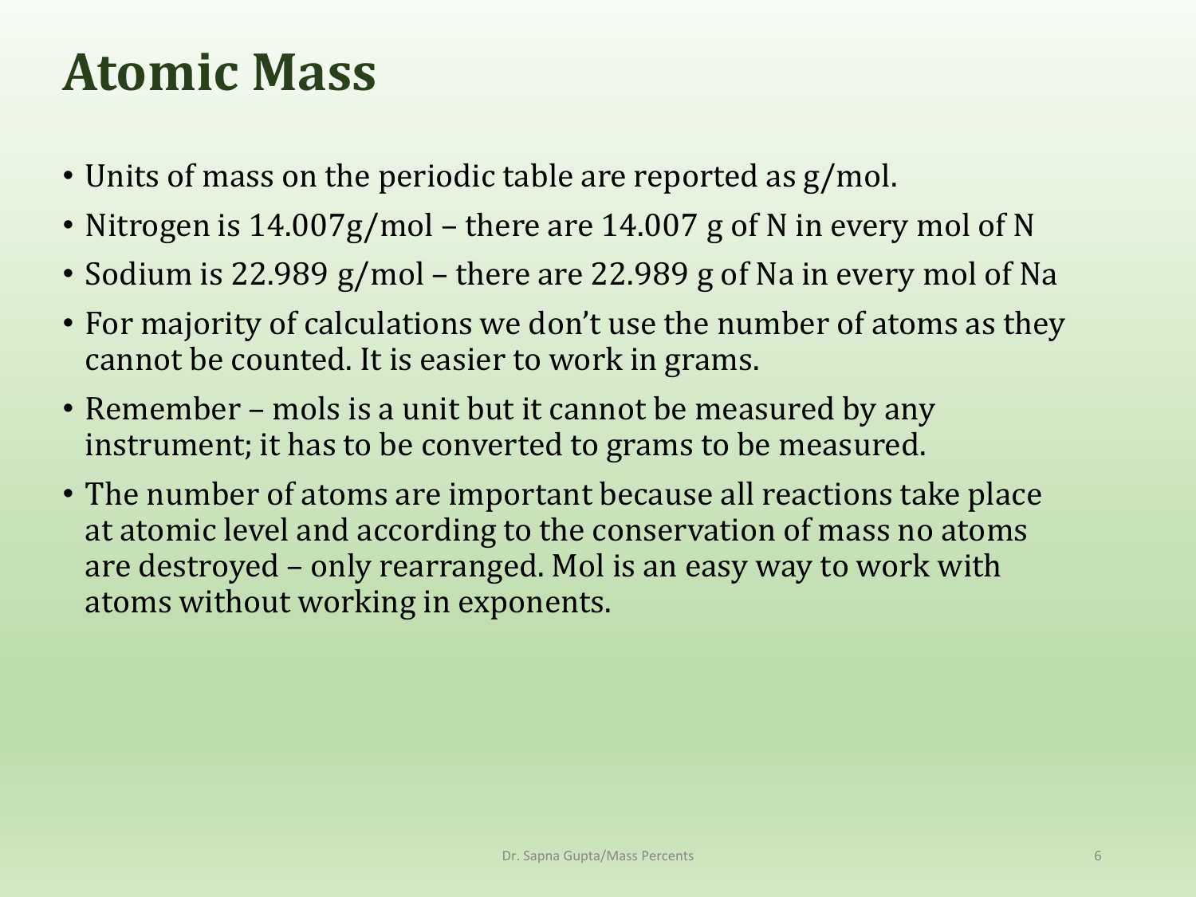# Atomic Mass

- Units of mass on the periodic table are reported as g/mol.
- Nitrogen is 14.007g/mol – there are 14.007 g of N in every mol of N
- Sodium is 22.989 g/mol – there are 22.989 g of Na in every mol of Na
- For majority of calculations we don't use the number of atoms as they cannot be counted. It is easier to work in grams.
- Remember – mols is a unit but it cannot be measured by any instrument; it has to be converted to grams to be measured.
- The number of atoms are important because all reactions take place at atomic level and according to the conservation of mass no atoms are destroyed – only rearranged. Mol is an easy way to work with atoms without working in exponents.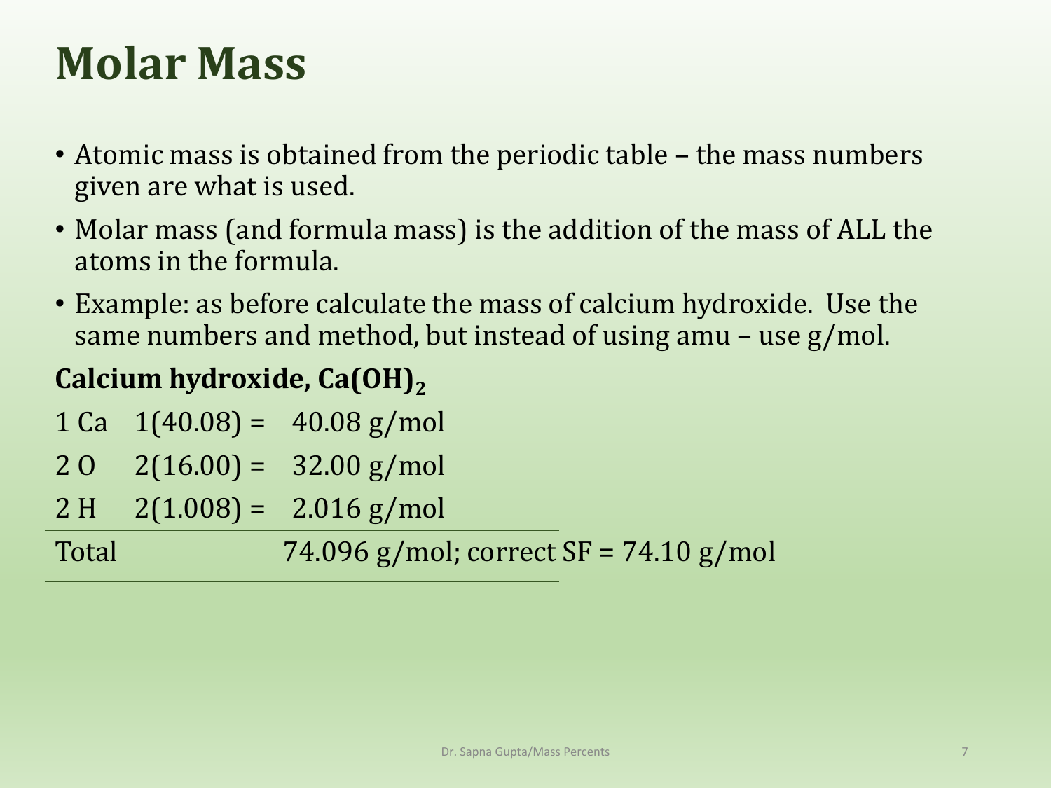# Molar Mass

- Atomic mass is obtained from the periodic table – the mass numbers given are what is used.
- Molar mass (and formula mass) is the addition of the mass of ALL the atoms in the formula.
- Example: as before calculate the mass of calcium hydroxide. Use the same numbers and method, but instead of using amu – use g/mol.

**Calcium hydroxide, $Ca(OH)_2$**

| | | |
|---|---|---|
| 1 Ca | 1(40.08) = | 40.08 g/mol |
| 2 O | 2(16.00) = | 32.00 g/mol |
| 2 H | 2(1.008) = | 2.016 g/mol |
| Total | | 74.096 g/mol; correct SF = 74.10 g/mol |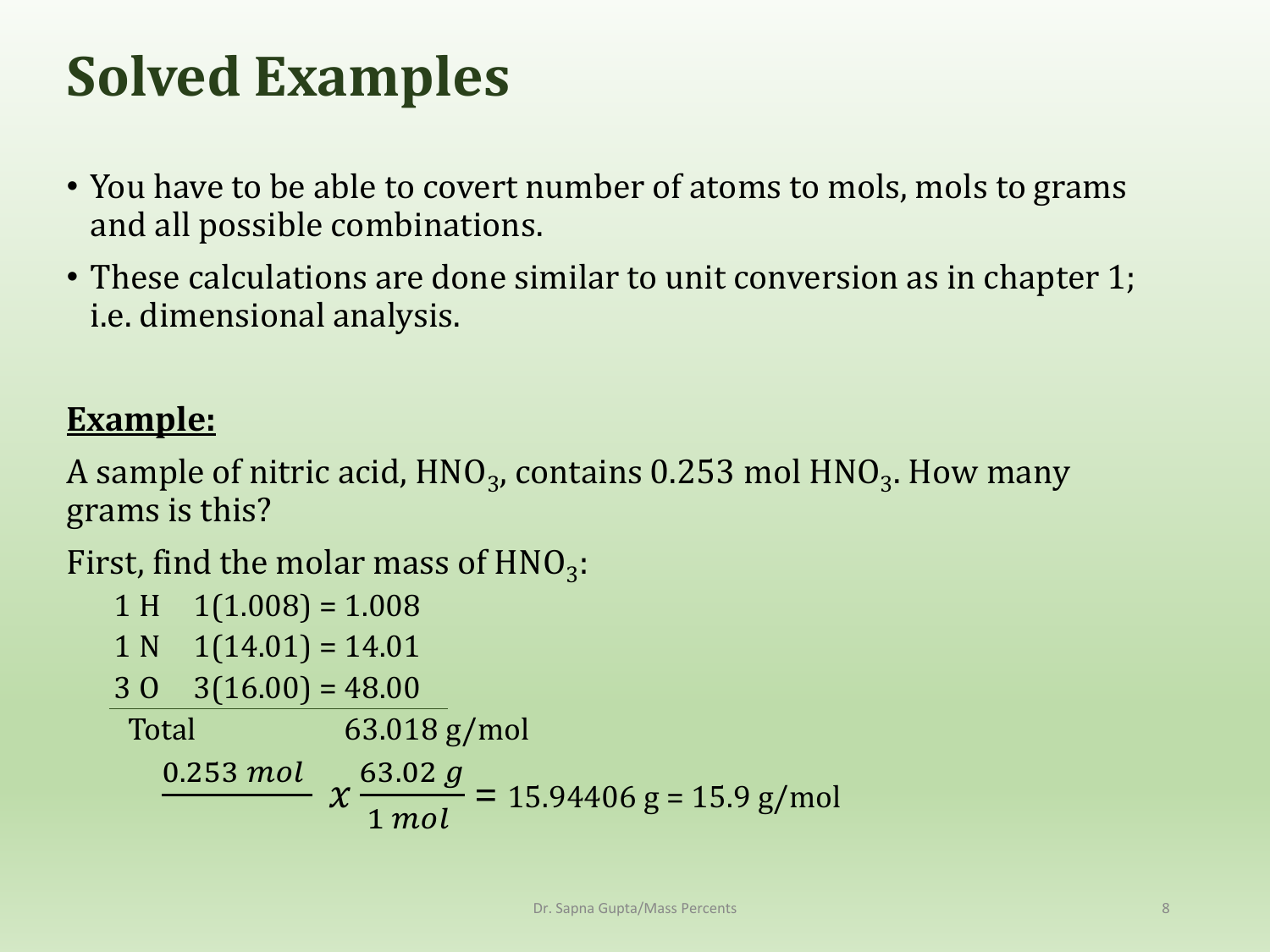# Solved Examples

- You have to be able to covert number of atoms to mols, mols to grams and all possible combinations.
- These calculations are done similar to unit conversion as in chapter 1; i.e. dimensional analysis.

**Example:**

A sample of nitric acid, $HNO_3$, contains 0.253 mol $HNO_3$. How many grams is this?

First, find the molar mass of $HNO_3$:

| | | |
|---|---|---|
| 1 H | 1(1.008) = 1.008 | |
| 1 N | 1(14.01) = 14.01 | |
| 3 O | 3(16.00) = 48.00 | |
| Total | | 63.018 g/mol |

$$\frac{0.253\ mol}{} \ x\ \frac{63.02\ g}{1\ mol} = 15.94406 \text{ g} = 15.9 \text{ g/mol}$$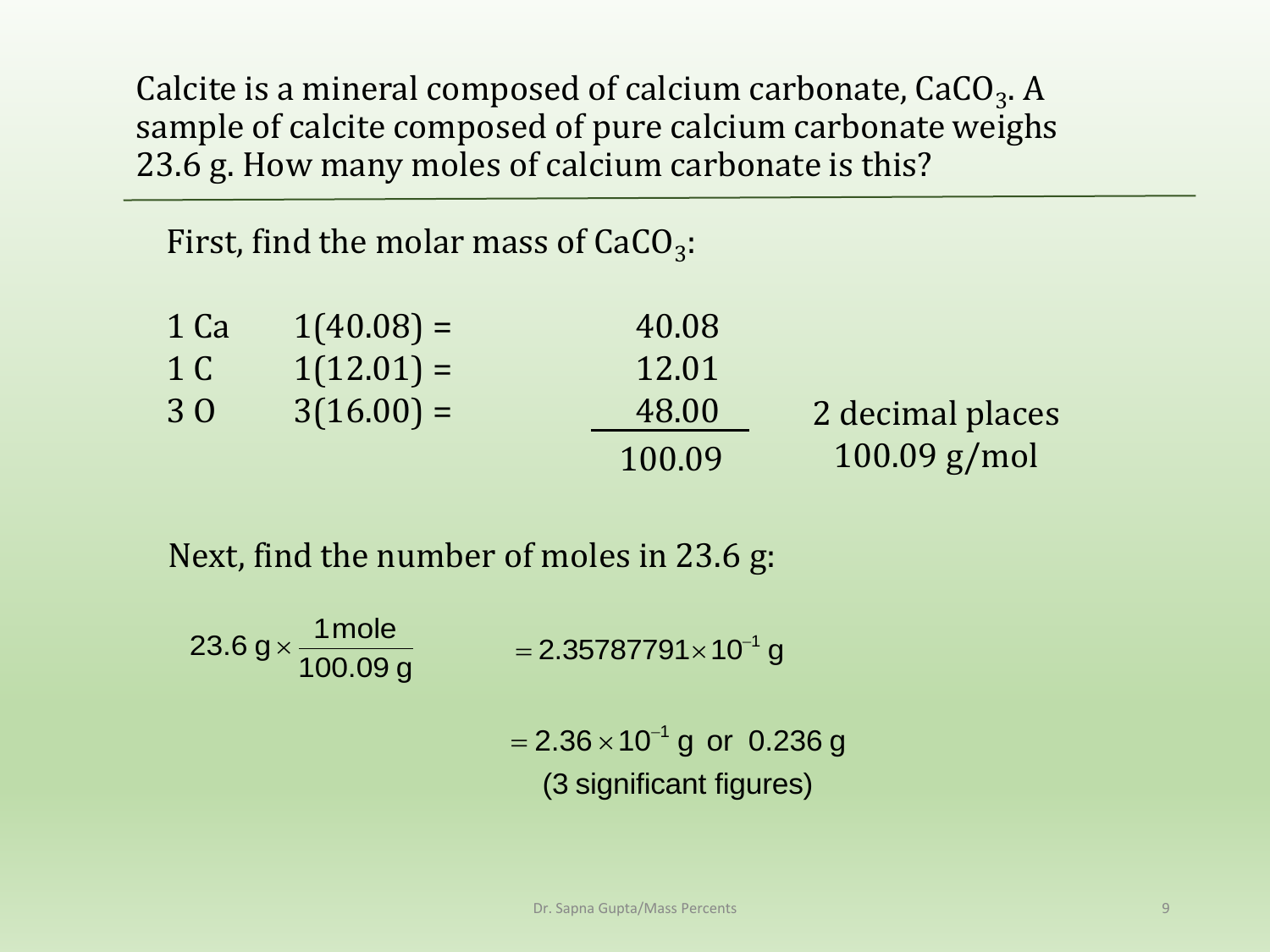Calcite is a mineral composed of calcium carbonate, $CaCO_3$. A sample of calcite composed of pure calcium carbonate weighs 23.6 g. How many moles of calcium carbonate is this?

---

First, find the molar mass of $CaCO_3$:

| | | | |
|---|---|---|---|
| 1 Ca | 1(40.08) = | 40.08 | |
| 1 C | 1(12.01) = | 12.01 | |
| 3 O | 3(16.00) = | 48.00 | 2 decimal places |
| | | 100.09 | 100.09 g/mol |

Next, find the number of moles in 23.6 g:

$$23.6\text{ g} \times \frac{1\text{mole}}{100.09\text{ g}} = 2.35787791 \times 10^{-1}\text{ g}$$

$$= 2.36 \times 10^{-1}\text{ g or } 0.236\text{ g}$$

(3 significant figures)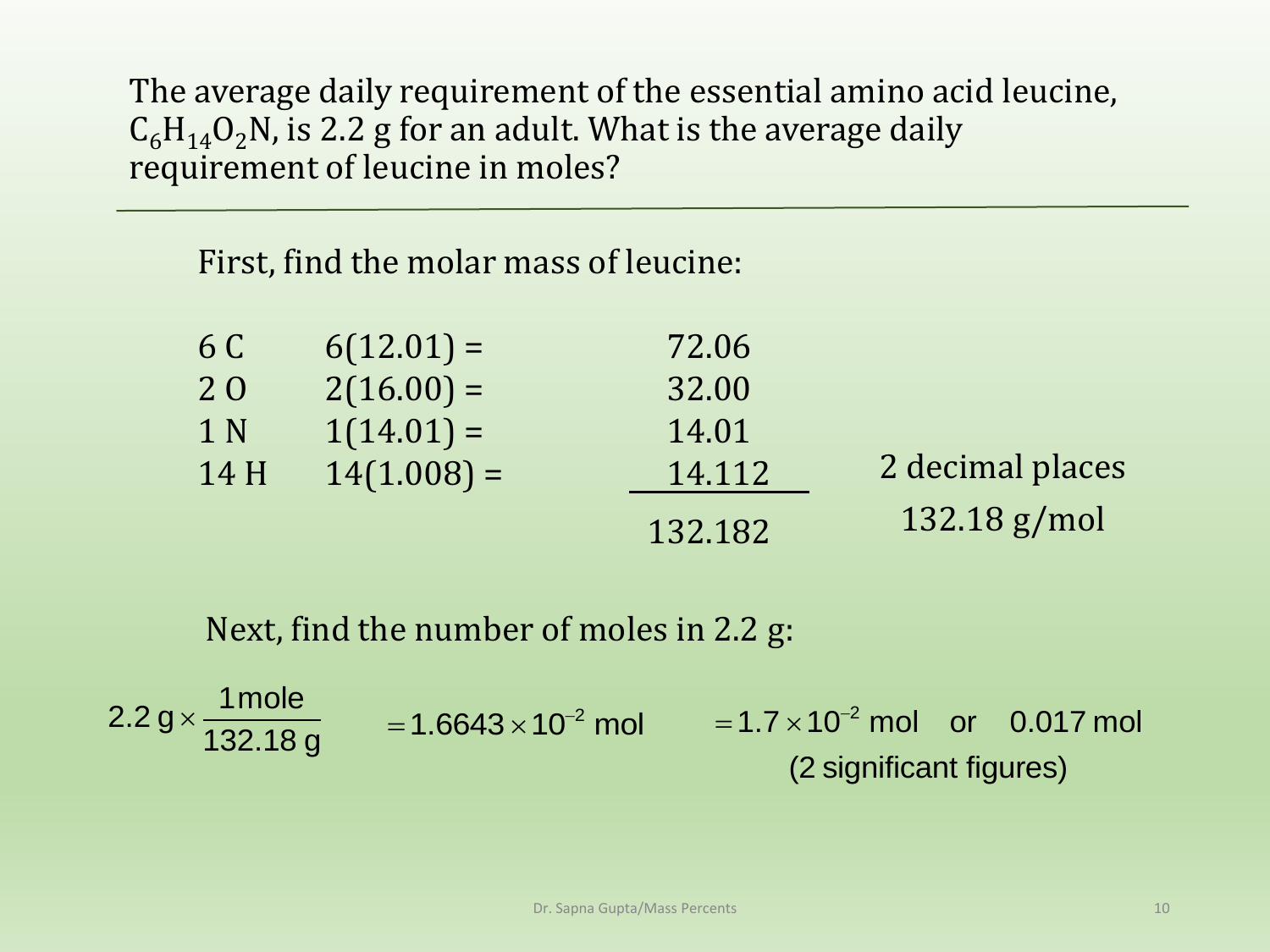The average daily requirement of the essential amino acid leucine, $C_6H_{14}O_2N$, is 2.2 g for an adult. What is the average daily requirement of leucine in moles?

---

First, find the molar mass of leucine:

| | | |
|---|---|---|
| 6 C | 6(12.01) = | 72.06 |
| 2 O | 2(16.00) = | 32.00 |
| 1 N | 1(14.01) = | 14.01 |
| 14 H | 14(1.008) = | 14.112 |
| | | 132.182 |

2 decimal places

132.18 g/mol

Next, find the number of moles in 2.2 g:

$$2.2 \text{ g} \times \frac{1 \text{ mole}}{132.18 \text{ g}} = 1.6643 \times 10^{-2} \text{ mol} \quad = 1.7 \times 10^{-2} \text{ mol} \quad \text{or} \quad 0.017 \text{ mol}$$

(2 significant figures)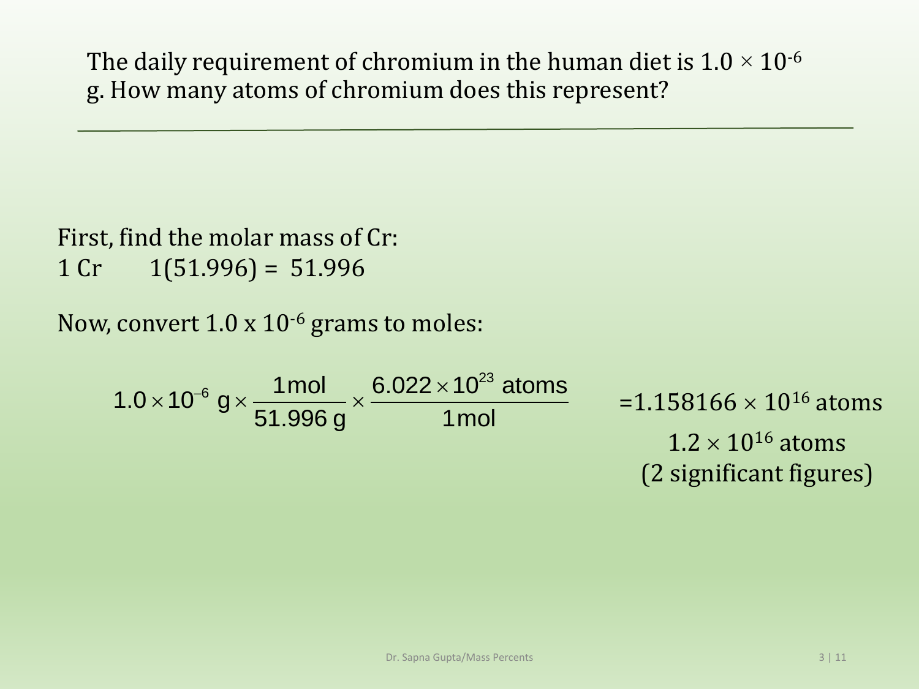The daily requirement of chromium in the human diet is $1.0 \times 10^{-6}$ g. How many atoms of chromium does this represent?

---

First, find the molar mass of Cr:

1 Cr  1(51.996) = 51.996

Now, convert $1.0 \times 10^{-6}$ grams to moles:

$$1.0 \times 10^{-6} \text{ g} \times \frac{1 \text{mol}}{51.996 \text{ g}} \times \frac{6.022 \times 10^{23} \text{ atoms}}{1 \text{mol}}$$

$= 1.158166 \times 10^{16}$ atoms

$1.2 \times 10^{16}$ atoms
(2 significant figures)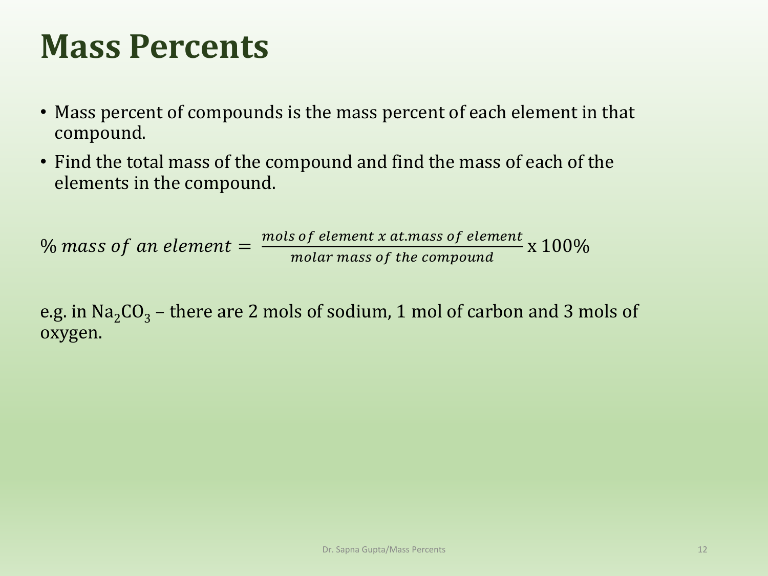# Mass Percents

- Mass percent of compounds is the mass percent of each element in that compound.
- Find the total mass of the compound and find the mass of each of the elements in the compound.

$$\%\ mass\ of\ an\ element = \frac{mols\ of\ element\ x\ at.mass\ of\ element}{molar\ mass\ of\ the\ compound} \text{ x } 100\%$$

e.g. in $Na_2CO_3$ – there are 2 mols of sodium, 1 mol of carbon and 3 mols of oxygen.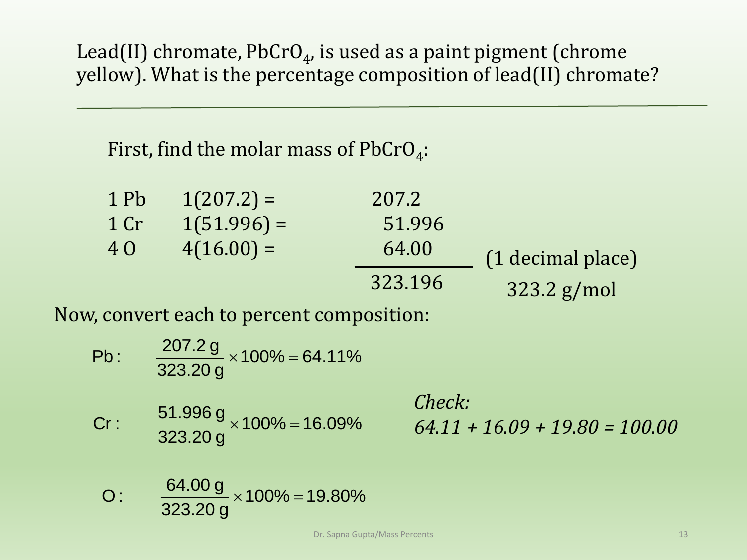Lead(II) chromate, $PbCrO_4$, is used as a paint pigment (chrome yellow). What is the percentage composition of lead(II) chromate?

---

First, find the molar mass of $PbCrO_4$:

| | | |
|---|---|---|
| 1 Pb | 1(207.2) = | 207.2 |
| 1 Cr | 1(51.996) = | 51.996 |
| 4 O | 4(16.00) = | 64.00 |
| | | 323.196 |

(1 decimal place) 323.2 g/mol

Now, convert each to percent composition:

$$\text{Pb}: \quad \frac{207.2\text{ g}}{323.20\text{ g}} \times 100\% = 64.11\%$$

$$\text{Cr}: \quad \frac{51.996\text{ g}}{323.20\text{ g}} \times 100\% = 16.09\%$$

$$\text{O}: \quad \frac{64.00\text{ g}}{323.20\text{ g}} \times 100\% = 19.80\%$$

*Check:*
*64.11 + 16.09 + 19.80 = 100.00*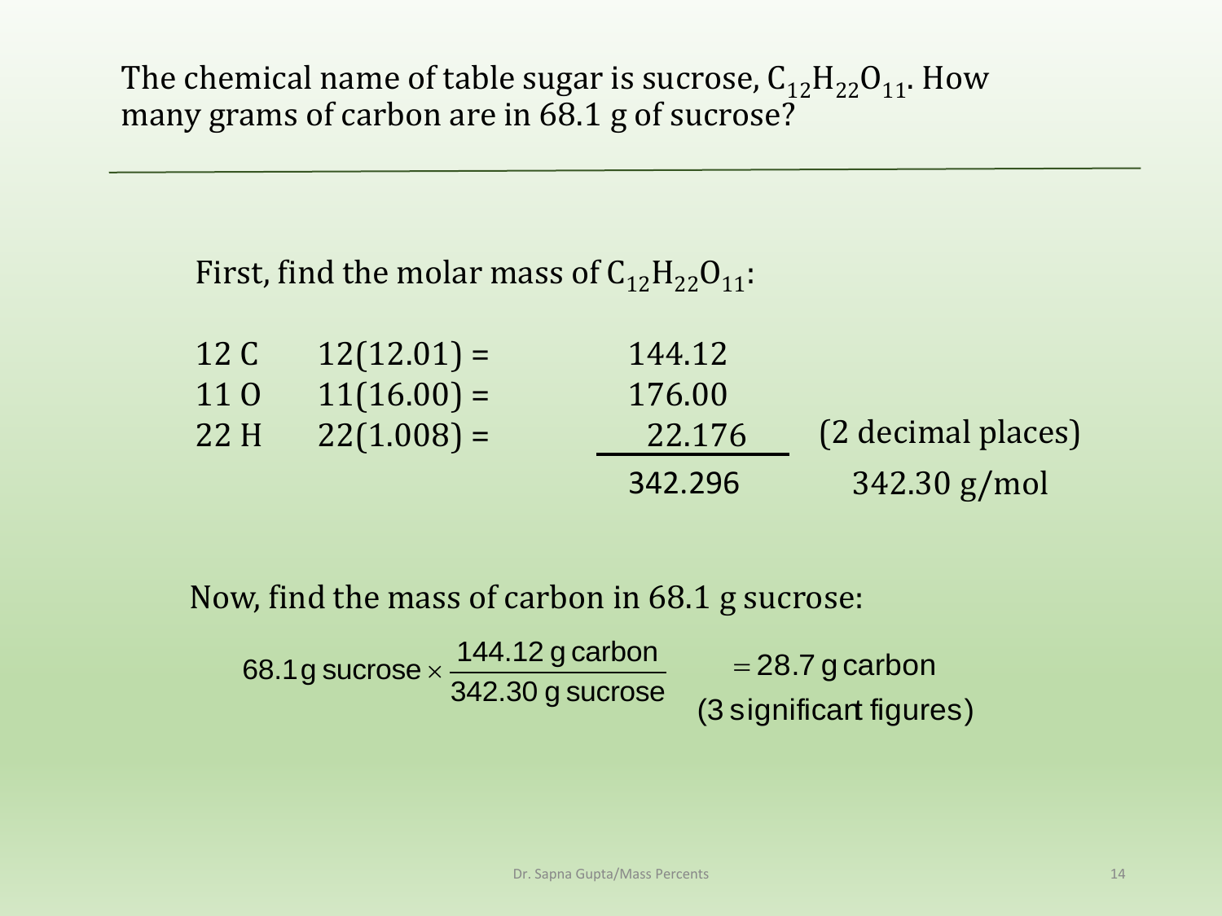The chemical name of table sugar is sucrose, $C_{12}H_{22}O_{11}$. How many grams of carbon are in 68.1 g of sucrose?

---

First, find the molar mass of $C_{12}H_{22}O_{11}$:

| | | | |
|---|---|---|---|
| 12 C | 12(12.01) = | 144.12 | |
| 11 O | 11(16.00) = | 176.00 | |
| 22 H | 22(1.008) = | 22.176 | (2 decimal places) |
| | | 342.296 | 342.30 g/mol |

Now, find the mass of carbon in 68.1 g sucrose:

$$68.1\,\text{g sucrose} \times \frac{144.12\text{ g carbon}}{342.30\text{ g sucrose}} = 28.7\text{ g carbon}$$

(3 significant figures)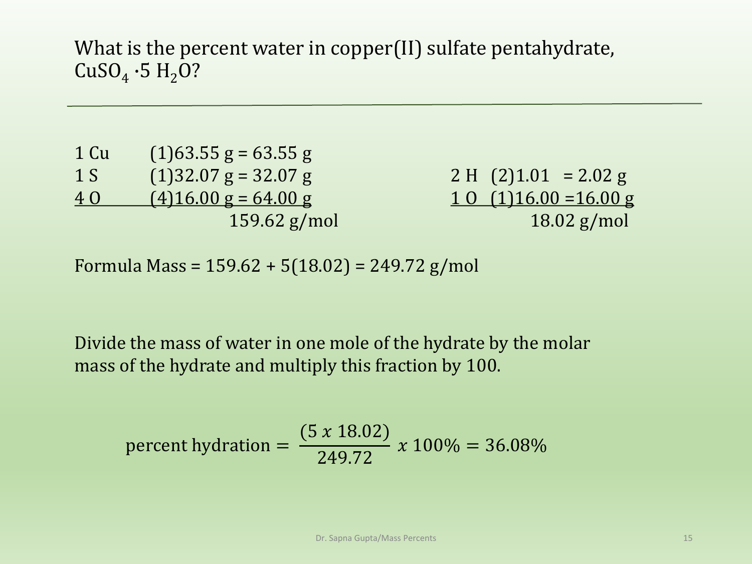What is the percent water in copper(II) sulfate pentahydrate, $CuSO_4 \cdot 5\ H_2O$?

---

| Atom | Calculation |
|---|---|
| 1 Cu | (1)63.55 g = 63.55 g |
| 1 S | (1)32.07 g = 32.07 g |
| 4 O | (4)16.00 g = 64.00 g |
| | 159.62 g/mol |

| Atom | Calculation |
|---|---|
| 2 H | (2)1.01 = 2.02 g |
| 1 O | (1)16.00 =16.00 g |
| | 18.02 g/mol |

Formula Mass = 159.62 + 5(18.02) = 249.72 g/mol

Divide the mass of water in one mole of the hydrate by the molar mass of the hydrate and multiply this fraction by 100.

$$\text{percent hydration} = \frac{(5\ x\ 18.02)}{249.72}\ x\ 100\% = 36.08\%$$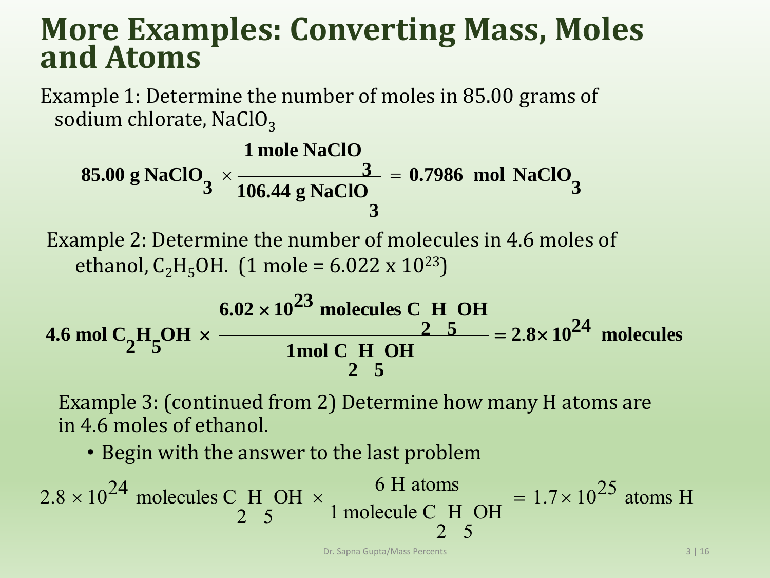# More Examples: Converting Mass, Moles and Atoms

Example 1: Determine the number of moles in 85.00 grams of sodium chlorate, $NaClO_3$

$$85.00 \text{ g } NaClO_3 \times \frac{1 \text{ mole } NaClO_3}{106.44 \text{ g } NaClO_3} = 0.7986 \text{ mol } NaClO_3$$

Example 2: Determine the number of molecules in 4.6 moles of ethanol, $C_2H_5OH$. (1 mole = $6.022 \times 10^{23}$)

$$4.6 \text{ mol } C_2H_5OH \times \frac{6.02 \times 10^{23} \text{ molecules } C_2H_5OH}{1 \text{mol } C_2H_5OH} = 2.8 \times 10^{24} \text{ molecules}$$

Example 3: (continued from 2) Determine how many H atoms are in 4.6 moles of ethanol.

- Begin with the answer to the last problem

$$2.8 \times 10^{24} \text{ molecules } C_2H_5OH \times \frac{6 \text{ H atoms}}{1 \text{ molecule } C_2H_5OH} = 1.7 \times 10^{25} \text{ atoms H}$$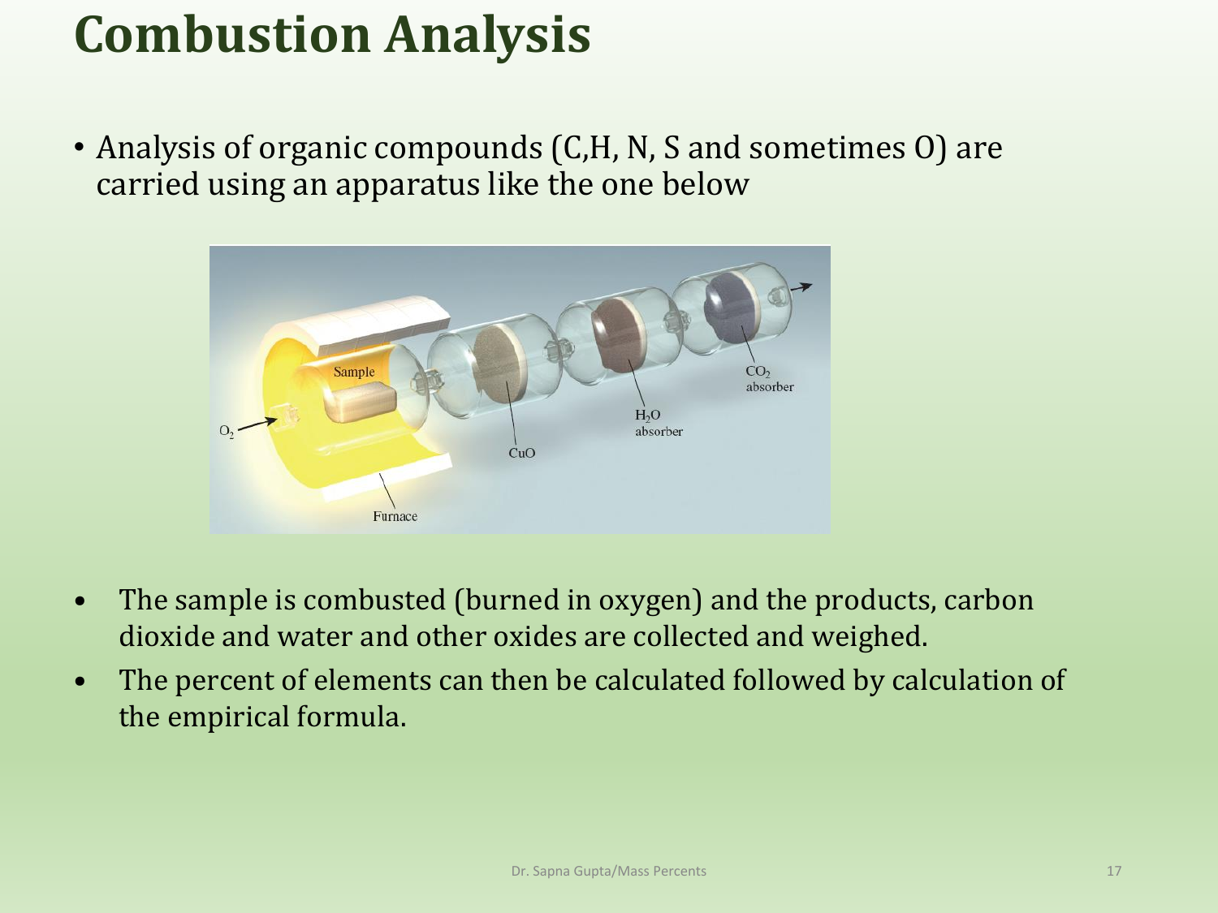# Combustion Analysis

- Analysis of organic compounds (C,H, N, S and sometimes O) are carried using an apparatus like the one below

- The sample is combusted (burned in oxygen) and the products, carbon dioxide and water and other oxides are collected and weighed.
- The percent of elements can then be calculated followed by calculation of the empirical formula.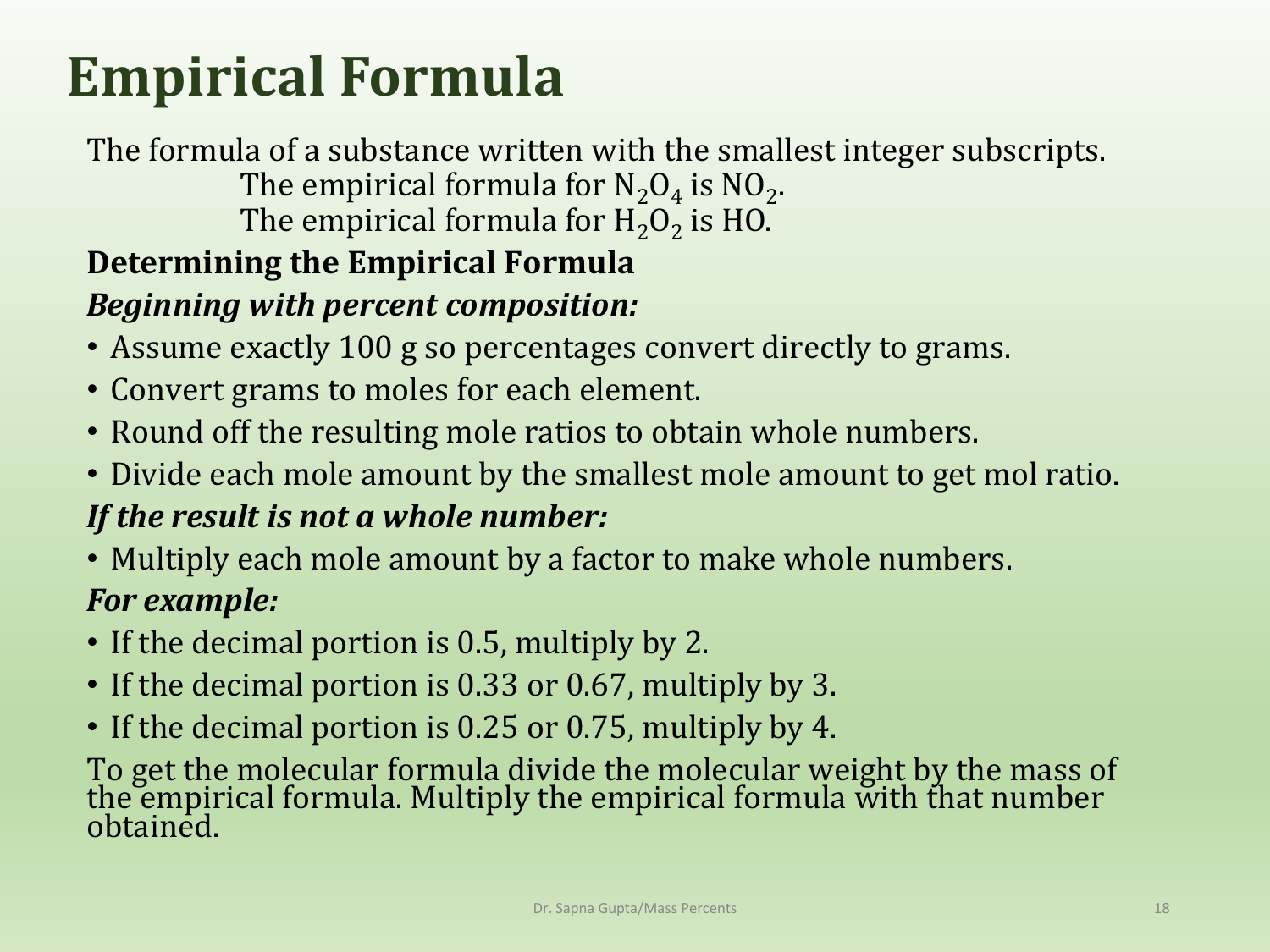# Empirical Formula

The formula of a substance written with the smallest integer subscripts.

The empirical formula for $N_2O_4$ is $NO_2$.

The empirical formula for $H_2O_2$ is HO.

**Determining the Empirical Formula**

***Beginning with percent composition:***

- Assume exactly 100 g so percentages convert directly to grams.
- Convert grams to moles for each element.
- Round off the resulting mole ratios to obtain whole numbers.
- Divide each mole amount by the smallest mole amount to get mol ratio.

***If the result is not a whole number:***

- Multiply each mole amount by a factor to make whole numbers.

***For example:***

- If the decimal portion is 0.5, multiply by 2.
- If the decimal portion is 0.33 or 0.67, multiply by 3.
- If the decimal portion is 0.25 or 0.75, multiply by 4.

To get the molecular formula divide the molecular weight by the mass of the empirical formula. Multiply the empirical formula with that number obtained.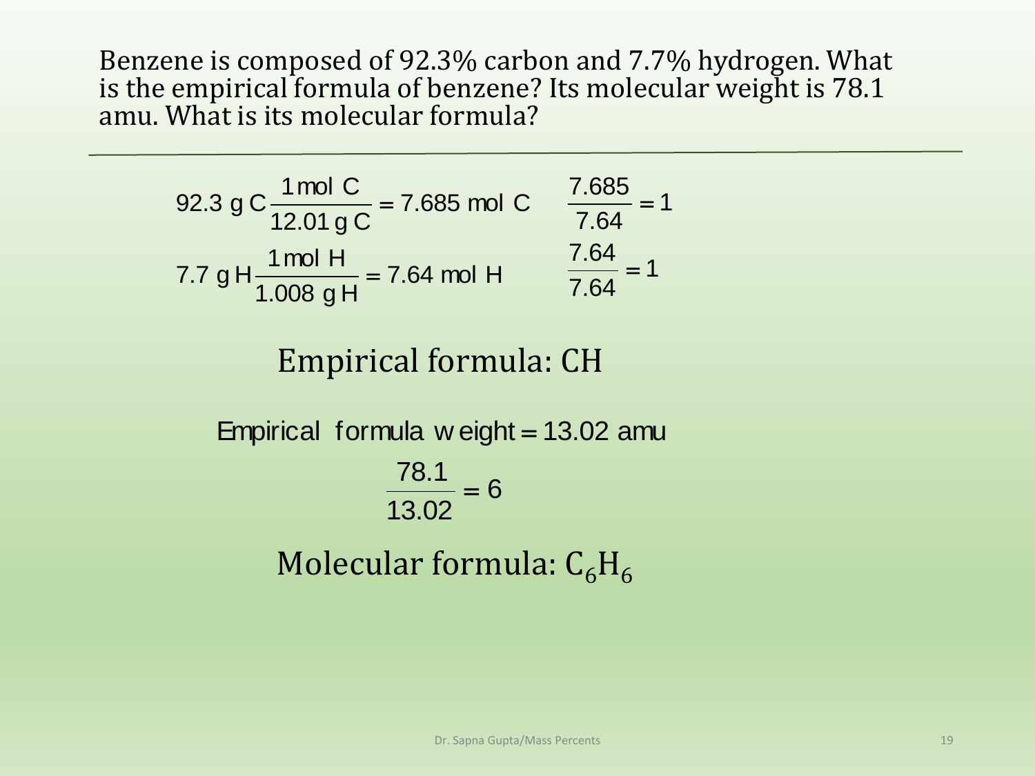Benzene is composed of 92.3% carbon and 7.7% hydrogen. What is the empirical formula of benzene? Its molecular weight is 78.1 amu. What is its molecular formula?

---

$$92.3 \text{ g C} \frac{1 \text{ mol C}}{12.01 \text{ g C}} = 7.685 \text{ mol C} \qquad \frac{7.685}{7.64} = 1$$

$$7.7 \text{ g H} \frac{1 \text{ mol H}}{1.008 \text{ g H}} = 7.64 \text{ mol H} \qquad \frac{7.64}{7.64} = 1$$

Empirical formula: CH

$$\text{Empirical formula weight} = 13.02 \text{ amu}$$

$$\frac{78.1}{13.02} = 6$$

Molecular formula: $C_6H_6$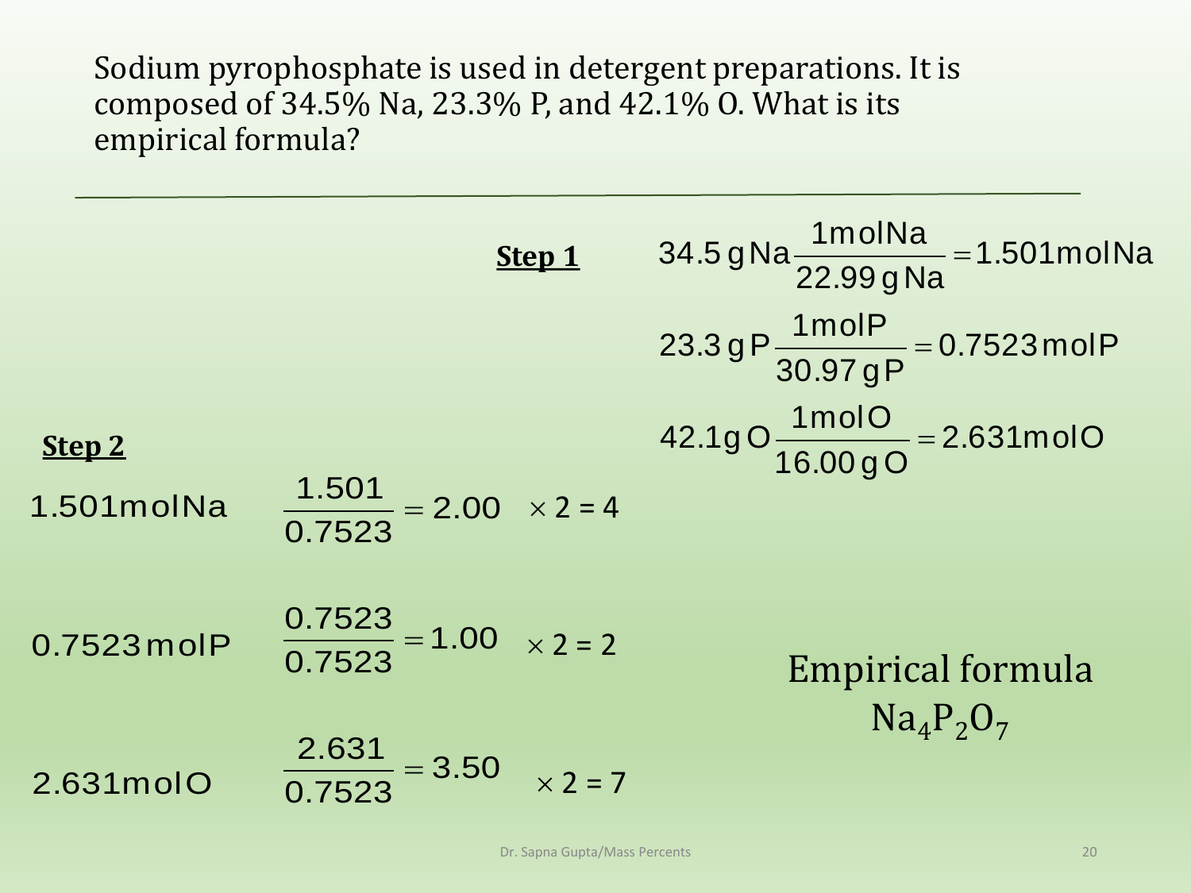Sodium pyrophosphate is used in detergent preparations. It is composed of 34.5% Na, 23.3% P, and 42.1% O. What is its empirical formula?

---

**Step 1**

$$34.5\,\text{g Na}\,\frac{1\,\text{mol Na}}{22.99\,\text{g Na}} = 1.501\,\text{mol Na}$$

$$23.3\,\text{g P}\,\frac{1\,\text{mol P}}{30.97\,\text{g P}} = 0.7523\,\text{mol P}$$

$$42.1\,\text{g O}\,\frac{1\,\text{mol O}}{16.00\,\text{g O}} = 2.631\,\text{mol O}$$

**Step 2**

1.501 mol Na $\quad \dfrac{1.501}{0.7523} = 2.00 \quad \times 2 = 4$

0.7523 mol P $\quad \dfrac{0.7523}{0.7523} = 1.00 \quad \times 2 = 2$

2.631 mol O $\quad \dfrac{2.631}{0.7523} = 3.50 \quad \times 2 = 7$

Empirical formula

$Na_4P_2O_7$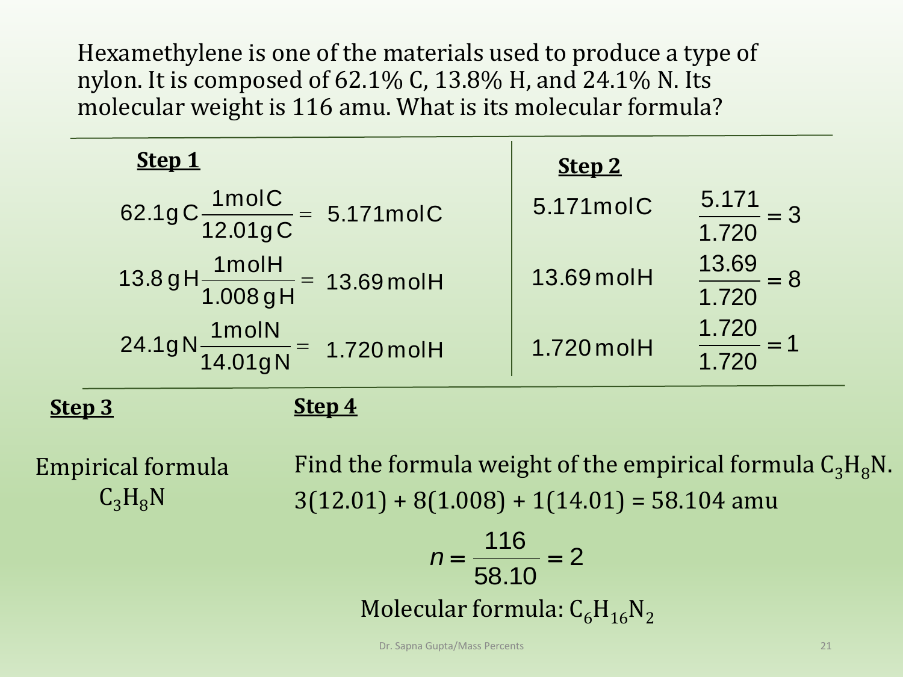Hexamethylene is one of the materials used to produce a type of nylon. It is composed of 62.1% C, 13.8% H, and 24.1% N. Its molecular weight is 116 amu. What is its molecular formula?

**Step 1**

$$62.1\,g\,C \frac{1\,mol\,C}{12.01\,g\,C} = 5.171\,mol\,C$$

$$13.8\,g\,H \frac{1\,mol\,H}{1.008\,g\,H} = 13.69\,mol\,H$$

$$24.1\,g\,N \frac{1\,mol\,N}{14.01\,g\,N} = 1.720\,mol\,H$$

**Step 2**

$5.171\,mol\,C \quad \frac{5.171}{1.720} = 3$

$13.69\,mol\,H \quad \frac{13.69}{1.720} = 8$

$1.720\,mol\,H \quad \frac{1.720}{1.720} = 1$

**Step 3**

Empirical formula

$C_3H_8N$

**Step 4**

Find the formula weight of the empirical formula $C_3H_8N$.

3(12.01) + 8(1.008) + 1(14.01) = 58.104 amu

$$n = \frac{116}{58.10} = 2$$

Molecular formula: $C_6H_{16}N_2$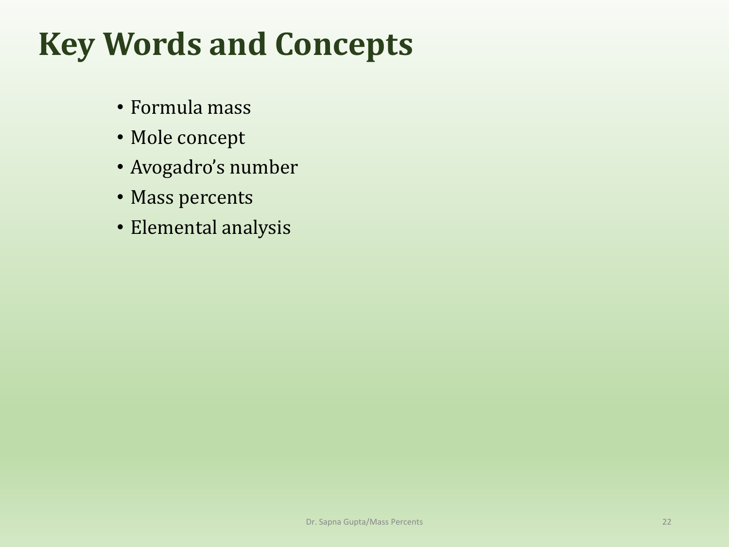# Key Words and Concepts

- Formula mass
- Mole concept
- Avogadro's number
- Mass percents
- Elemental analysis